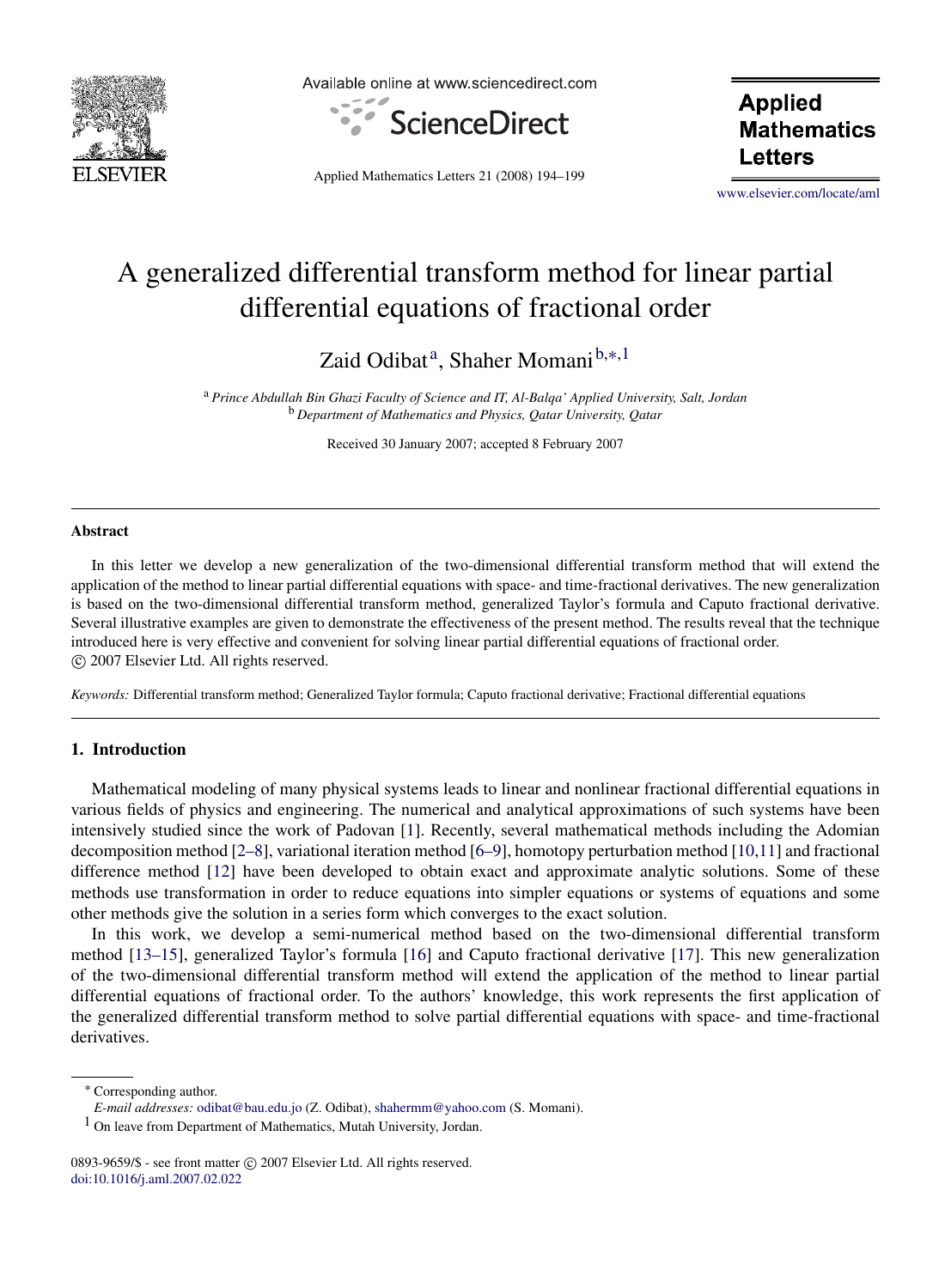# A generalized differential transform method for linear partial differential equations of fractional order

Zaid Odibat[a], Shaher Momani[b,*,1]

[a] *Prince Abdullah Bin Ghazi Faculty of Science and IT, Al-Balqa' Applied University, Salt, Jordan*
[b] *Department of Mathematics and Physics, Qatar University, Qatar*

Received 30 January 2007; accepted 8 February 2007

## Abstract

In this letter we develop a new generalization of the two-dimensional differential transform method that will extend the application of the method to linear partial differential equations with space- and time-fractional derivatives. The new generalization is based on the two-dimensional differential transform method, generalized Taylor's formula and Caputo fractional derivative. Several illustrative examples are given to demonstrate the effectiveness of the present method. The results reveal that the technique introduced here is very effective and convenient for solving linear partial differential equations of fractional order.
© 2007 Elsevier Ltd. All rights reserved.

*Keywords:* Differential transform method; Generalized Taylor formula; Caputo fractional derivative; Fractional differential equations

## 1. Introduction

Mathematical modeling of many physical systems leads to linear and nonlinear fractional differential equations in various fields of physics and engineering. The numerical and analytical approximations of such systems have been intensively studied since the work of Padovan [1]. Recently, several mathematical methods including the Adomian decomposition method [2–8], variational iteration method [6–9], homotopy perturbation method [10,11] and fractional difference method [12] have been developed to obtain exact and approximate analytic solutions. Some of these methods use transformation in order to reduce equations into simpler equations or systems of equations and some other methods give the solution in a series form which converges to the exact solution.

In this work, we develop a semi-numerical method based on the two-dimensional differential transform method [13–15], generalized Taylor's formula [16] and Caputo fractional derivative [17]. This new generalization of the two-dimensional differential transform method will extend the application of the method to linear partial differential equations of fractional order. To the authors' knowledge, this work represents the first application of the generalized differential transform method to solve partial differential equations with space- and time-fractional derivatives.

---

\* Corresponding author.
*E-mail addresses:* odibat@bau.edu.jo (Z. Odibat), shahermm@yahoo.com (S. Momani).
1 On leave from Department of Mathematics, Mutah University, Jordan.

0893-9659/$ - see front matter © 2007 Elsevier Ltd. All rights reserved.
doi:10.1016/j.aml.2007.02.022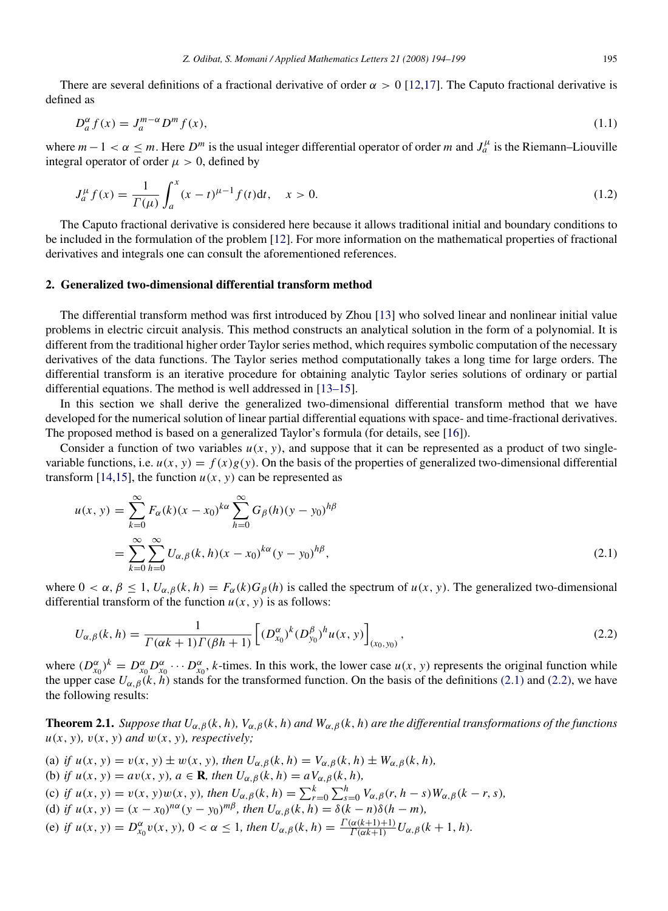There are several definitions of a fractional derivative of order $\alpha > 0$ [12,17]. The Caputo fractional derivative is defined as

$$D_a^\alpha f(x) = J_a^{m-\alpha} D^m f(x), \tag{1.1}$$

where $m - 1 < \alpha \le m$. Here $D^m$ is the usual integer differential operator of order $m$ and $J_a^\mu$ is the Riemann–Liouville integral operator of order $\mu > 0$, defined by

$$J_a^\mu f(x) = \frac{1}{\Gamma(\mu)} \int_a^x (x-t)^{\mu-1} f(t) \mathrm{d}t, \quad x > 0. \tag{1.2}$$

The Caputo fractional derivative is considered here because it allows traditional initial and boundary conditions to be included in the formulation of the problem [12]. For more information on the mathematical properties of fractional derivatives and integrals one can consult the aforementioned references.

## 2. Generalized two-dimensional differential transform method

The differential transform method was first introduced by Zhou [13] who solved linear and nonlinear initial value problems in electric circuit analysis. This method constructs an analytical solution in the form of a polynomial. It is different from the traditional higher order Taylor series method, which requires symbolic computation of the necessary derivatives of the data functions. The Taylor series method computationally takes a long time for large orders. The differential transform is an iterative procedure for obtaining analytic Taylor series solutions of ordinary or partial differential equations. The method is well addressed in [13–15].

In this section we shall derive the generalized two-dimensional differential transform method that we have developed for the numerical solution of linear partial differential equations with space- and time-fractional derivatives. The proposed method is based on a generalized Taylor's formula (for details, see [16]).

Consider a function of two variables $u(x, y)$, and suppose that it can be represented as a product of two single-variable functions, i.e. $u(x, y) = f(x)g(y)$. On the basis of the properties of generalized two-dimensional differential transform [14,15], the function $u(x, y)$ can be represented as

$$\begin{aligned} u(x, y) &= \sum_{k=0}^{\infty} F_\alpha(k)(x - x_0)^{k\alpha} \sum_{h=0}^{\infty} G_\beta(h)(y - y_0)^{h\beta} \\ &= \sum_{k=0}^{\infty} \sum_{h=0}^{\infty} U_{\alpha,\beta}(k, h)(x - x_0)^{k\alpha}(y - y_0)^{h\beta}, \end{aligned} \tag{2.1}$$

where $0 < \alpha, \beta \le 1$, $U_{\alpha,\beta}(k, h) = F_\alpha(k)G_\beta(h)$ is called the spectrum of $u(x, y)$. The generalized two-dimensional differential transform of the function $u(x, y)$ is as follows:

$$U_{\alpha,\beta}(k, h) = \frac{1}{\Gamma(\alpha k + 1)\Gamma(\beta h + 1)} \left[ (D_{x_0}^\alpha)^k (D_{y_0}^\beta)^h u(x, y) \right]_{(x_0, y_0)}, \tag{2.2}$$

where $(D_{x_0}^\alpha)^k = D_{x_0}^\alpha D_{x_0}^\alpha \cdots D_{x_0}^\alpha$, $k$-times. In this work, the lower case $u(x, y)$ represents the original function while the upper case $U_{\alpha,\beta}(k, h)$ stands for the transformed function. On the basis of the definitions (2.1) and (2.2), we have the following results:

**Theorem 2.1.** *Suppose that $U_{\alpha,\beta}(k, h)$, $V_{\alpha,\beta}(k, h)$ and $W_{\alpha,\beta}(k, h)$ are the differential transformations of the functions $u(x, y)$, $v(x, y)$ and $w(x, y)$, respectively;*

(a) *if $u(x, y) = v(x, y) \pm w(x, y)$, then $U_{\alpha,\beta}(k, h) = V_{\alpha,\beta}(k, h) \pm W_{\alpha,\beta}(k, h)$,*
(b) *if $u(x, y) = av(x, y)$, $a \in \mathbf{R}$, then $U_{\alpha,\beta}(k, h) = aV_{\alpha,\beta}(k, h)$,*
(c) *if $u(x, y) = v(x, y)w(x, y)$, then $U_{\alpha,\beta}(k, h) = \sum_{r=0}^{k} \sum_{s=0}^{h} V_{\alpha,\beta}(r, h - s)W_{\alpha,\beta}(k - r, s)$,*
(d) *if $u(x, y) = (x - x_0)^{n\alpha}(y - y_0)^{m\beta}$, then $U_{\alpha,\beta}(k, h) = \delta(k - n)\delta(h - m)$,*
(e) *if $u(x, y) = D_{x_0}^\alpha v(x, y)$, $0 < \alpha \le 1$, then $U_{\alpha,\beta}(k, h) = \frac{\Gamma(\alpha(k+1)+1)}{\Gamma(\alpha k+1)} U_{\alpha,\beta}(k + 1, h)$.*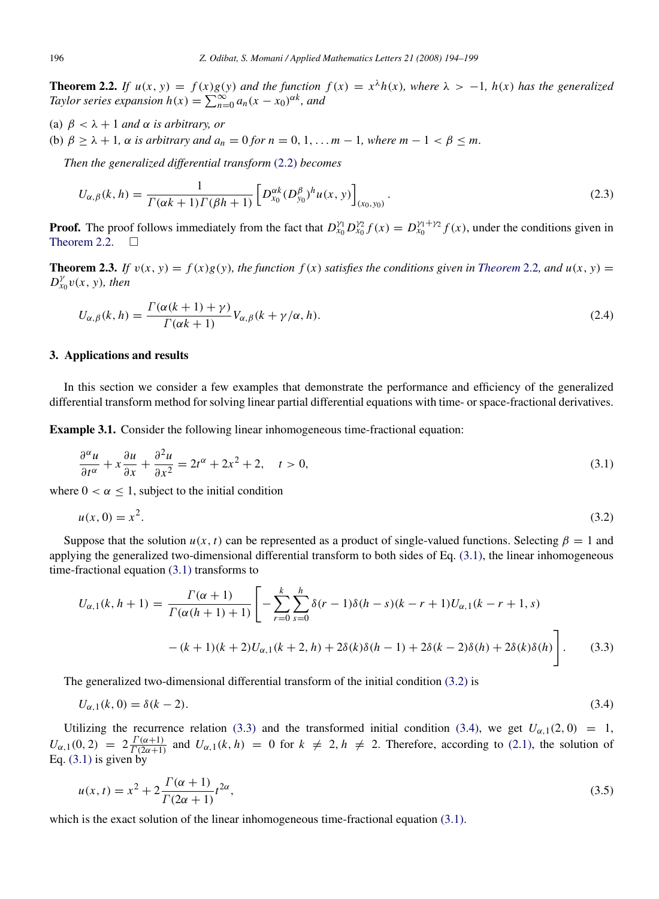**Theorem 2.2.** *If $u(x, y) = f(x)g(y)$ and the function $f(x) = x^{\lambda}h(x)$, where $\lambda > -1$, $h(x)$ has the generalized Taylor series expansion $h(x) = \sum_{n=0}^{\infty} a_n(x - x_0)^{\alpha k}$, and*

(a) *$\beta < \lambda + 1$ and $\alpha$ is arbitrary, or*
(b) *$\beta \geq \lambda + 1$, $\alpha$ is arbitrary and $a_n = 0$ for $n = 0, 1, \ldots m - 1$, where $m - 1 < \beta \leq m$.*

*Then the generalized differential transform* (2.2) *becomes*

$$U_{\alpha,\beta}(k, h) = \frac{1}{\Gamma(\alpha k + 1)\Gamma(\beta h + 1)} \left[ D_{x_0}^{\alpha k} (D_{y_0}^{\beta})^h u(x, y) \right]_{(x_0, y_0)}. \tag{2.3}$$

**Proof.** The proof follows immediately from the fact that $D_{x_0}^{\gamma_1} D_{x_0}^{\gamma_2} f(x) = D_{x_0}^{\gamma_1+\gamma_2} f(x)$, under the conditions given in Theorem 2.2. □

**Theorem 2.3.** *If $v(x, y) = f(x)g(y)$, the function $f(x)$ satisfies the conditions given in Theorem 2.2, and $u(x, y) = D_{x_0}^{\gamma} v(x, y)$, then*

$$U_{\alpha,\beta}(k, h) = \frac{\Gamma(\alpha(k + 1) + \gamma)}{\Gamma(\alpha k + 1)} V_{\alpha,\beta}(k + \gamma/\alpha, h). \tag{2.4}$$

## 3. Applications and results

In this section we consider a few examples that demonstrate the performance and efficiency of the generalized differential transform method for solving linear partial differential equations with time- or space-fractional derivatives.

**Example 3.1.** Consider the following linear inhomogeneous time-fractional equation:

$$\frac{\partial^{\alpha} u}{\partial t^{\alpha}} + x\frac{\partial u}{\partial x} + \frac{\partial^2 u}{\partial x^2} = 2t^{\alpha} + 2x^2 + 2, \quad t > 0, \tag{3.1}$$

where $0 < \alpha \leq 1$, subject to the initial condition

$$u(x, 0) = x^2. \tag{3.2}$$

Suppose that the solution $u(x, t)$ can be represented as a product of single-valued functions. Selecting $\beta = 1$ and applying the generalized two-dimensional differential transform to both sides of Eq. (3.1), the linear inhomogeneous time-fractional equation (3.1) transforms to

$$\begin{aligned} U_{\alpha,1}(k, h + 1) = \frac{\Gamma(\alpha + 1)}{\Gamma(\alpha(h + 1) + 1)} \Bigg[ &-\sum_{r=0}^{k}\sum_{s=0}^{h} \delta(r - 1)\delta(h - s)(k - r + 1)U_{\alpha,1}(k - r + 1, s) \\ &- (k + 1)(k + 2)U_{\alpha,1}(k + 2, h) + 2\delta(k)\delta(h - 1) + 2\delta(k - 2)\delta(h) + 2\delta(k)\delta(h) \Bigg]. \end{aligned} \tag{3.3}$$

The generalized two-dimensional differential transform of the initial condition (3.2) is

$$U_{\alpha,1}(k, 0) = \delta(k - 2). \tag{3.4}$$

Utilizing the recurrence relation (3.3) and the transformed initial condition (3.4), we get $U_{\alpha,1}(2, 0) = 1$, $U_{\alpha,1}(0, 2) = 2\frac{\Gamma(\alpha+1)}{\Gamma(2\alpha+1)}$ and $U_{\alpha,1}(k, h) = 0$ for $k \neq 2, h \neq 2$. Therefore, according to (2.1), the solution of Eq. (3.1) is given by

$$u(x, t) = x^2 + 2\frac{\Gamma(\alpha + 1)}{\Gamma(2\alpha + 1)} t^{2\alpha}, \tag{3.5}$$

which is the exact solution of the linear inhomogeneous time-fractional equation (3.1).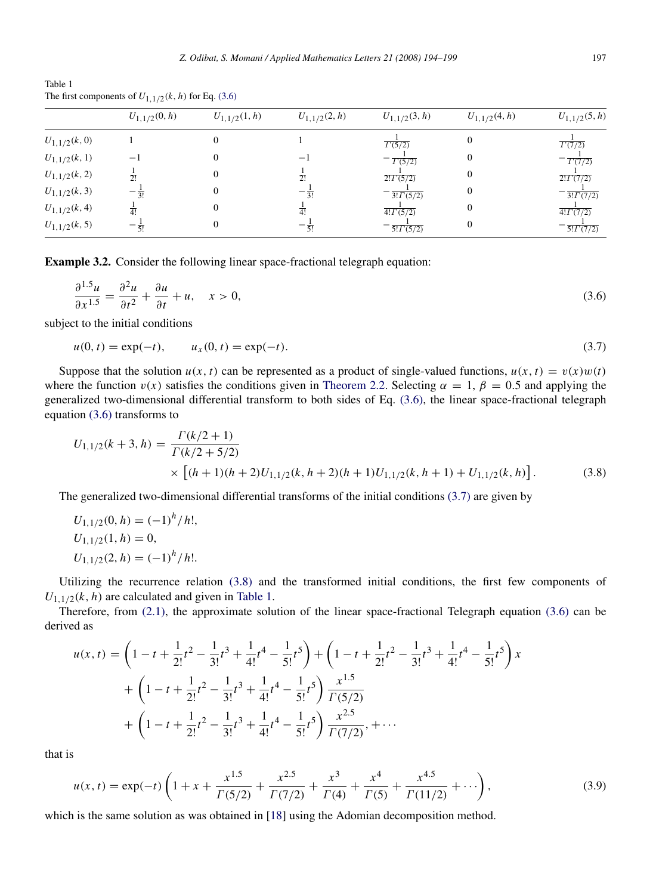Table 1
The first components of $U_{1,1/2}(k,h)$ for Eq. (3.6)

| | $U_{1,1/2}(0,h)$ | $U_{1,1/2}(1,h)$ | $U_{1,1/2}(2,h)$ | $U_{1,1/2}(3,h)$ | $U_{1,1/2}(4,h)$ | $U_{1,1/2}(5,h)$ |
|---|---|---|---|---|---|---|
| $U_{1,1/2}(k,0)$ | $1$ | $0$ | $1$ | $\frac{1}{\Gamma(5/2)}$ | $0$ | $\frac{1}{\Gamma(7/2)}$ |
| $U_{1,1/2}(k,1)$ | $-1$ | $0$ | $-1$ | $-\frac{1}{\Gamma(5/2)}$ | $0$ | $-\frac{1}{\Gamma(7/2)}$ |
| $U_{1,1/2}(k,2)$ | $\frac{1}{2!}$ | $0$ | $\frac{1}{2!}$ | $\frac{1}{2!\Gamma(5/2)}$ | $0$ | $\frac{1}{2!\Gamma(7/2)}$ |
| $U_{1,1/2}(k,3)$ | $-\frac{1}{3!}$ | $0$ | $-\frac{1}{3!}$ | $-\frac{1}{3!\Gamma(5/2)}$ | $0$ | $-\frac{1}{3!\Gamma(7/2)}$ |
| $U_{1,1/2}(k,4)$ | $\frac{1}{4!}$ | $0$ | $\frac{1}{4!}$ | $\frac{1}{4!\Gamma(5/2)}$ | $0$ | $\frac{1}{4!\Gamma(7/2)}$ |
| $U_{1,1/2}(k,5)$ | $-\frac{1}{5!}$ | $0$ | $-\frac{1}{5!}$ | $-\frac{1}{5!\Gamma(5/2)}$ | $0$ | $-\frac{1}{5!\Gamma(7/2)}$ |

**Example 3.2.** Consider the following linear space-fractional telegraph equation:

$$\frac{\partial^{1.5}u}{\partial x^{1.5}} = \frac{\partial^2 u}{\partial t^2} + \frac{\partial u}{\partial t} + u, \quad x > 0, \tag{3.6}$$

subject to the initial conditions

$$u(0,t) = \exp(-t), \qquad u_x(0,t) = \exp(-t). \tag{3.7}$$

Suppose that the solution $u(x,t)$ can be represented as a product of single-valued functions, $u(x,t) = v(x)w(t)$ where the function $v(x)$ satisfies the conditions given in Theorem 2.2. Selecting $\alpha = 1$, $\beta = 0.5$ and applying the generalized two-dimensional differential transform to both sides of Eq. (3.6), the linear space-fractional telegraph equation (3.6) transforms to

$$U_{1,1/2}(k+3,h) = \frac{\Gamma(k/2+1)}{\Gamma(k/2+5/2)} \times \left[(h+1)(h+2)U_{1,1/2}(k,h+2)(h+1)U_{1,1/2}(k,h+1) + U_{1,1/2}(k,h)\right]. \tag{3.8}$$

The generalized two-dimensional differential transforms of the initial conditions (3.7) are given by

$$U_{1,1/2}(0,h) = (-1)^h/h!,$$
$$U_{1,1/2}(1,h) = 0,$$
$$U_{1,1/2}(2,h) = (-1)^h/h!.$$

Utilizing the recurrence relation (3.8) and the transformed initial conditions, the first few components of $U_{1,1/2}(k,h)$ are calculated and given in Table 1.

Therefore, from (2.1), the approximate solution of the linear space-fractional Telegraph equation (3.6) can be derived as

$$\begin{aligned}
u(x,t) = &\left(1 - t + \frac{1}{2!}t^2 - \frac{1}{3!}t^3 + \frac{1}{4!}t^4 - \frac{1}{5!}t^5\right) + \left(1 - t + \frac{1}{2!}t^2 - \frac{1}{3!}t^3 + \frac{1}{4!}t^4 - \frac{1}{5!}t^5\right)x \\
&+ \left(1 - t + \frac{1}{2!}t^2 - \frac{1}{3!}t^3 + \frac{1}{4!}t^4 - \frac{1}{5!}t^5\right)\frac{x^{1.5}}{\Gamma(5/2)} \\
&+ \left(1 - t + \frac{1}{2!}t^2 - \frac{1}{3!}t^3 + \frac{1}{4!}t^4 - \frac{1}{5!}t^5\right)\frac{x^{2.5}}{\Gamma(7/2)}, + \cdots
\end{aligned}$$

that is

$$u(x,t) = \exp(-t)\left(1 + x + \frac{x^{1.5}}{\Gamma(5/2)} + \frac{x^{2.5}}{\Gamma(7/2)} + \frac{x^3}{\Gamma(4)} + \frac{x^4}{\Gamma(5)} + \frac{x^{4.5}}{\Gamma(11/2)} + \cdots\right), \tag{3.9}$$

which is the same solution as was obtained in [18] using the Adomian decomposition method.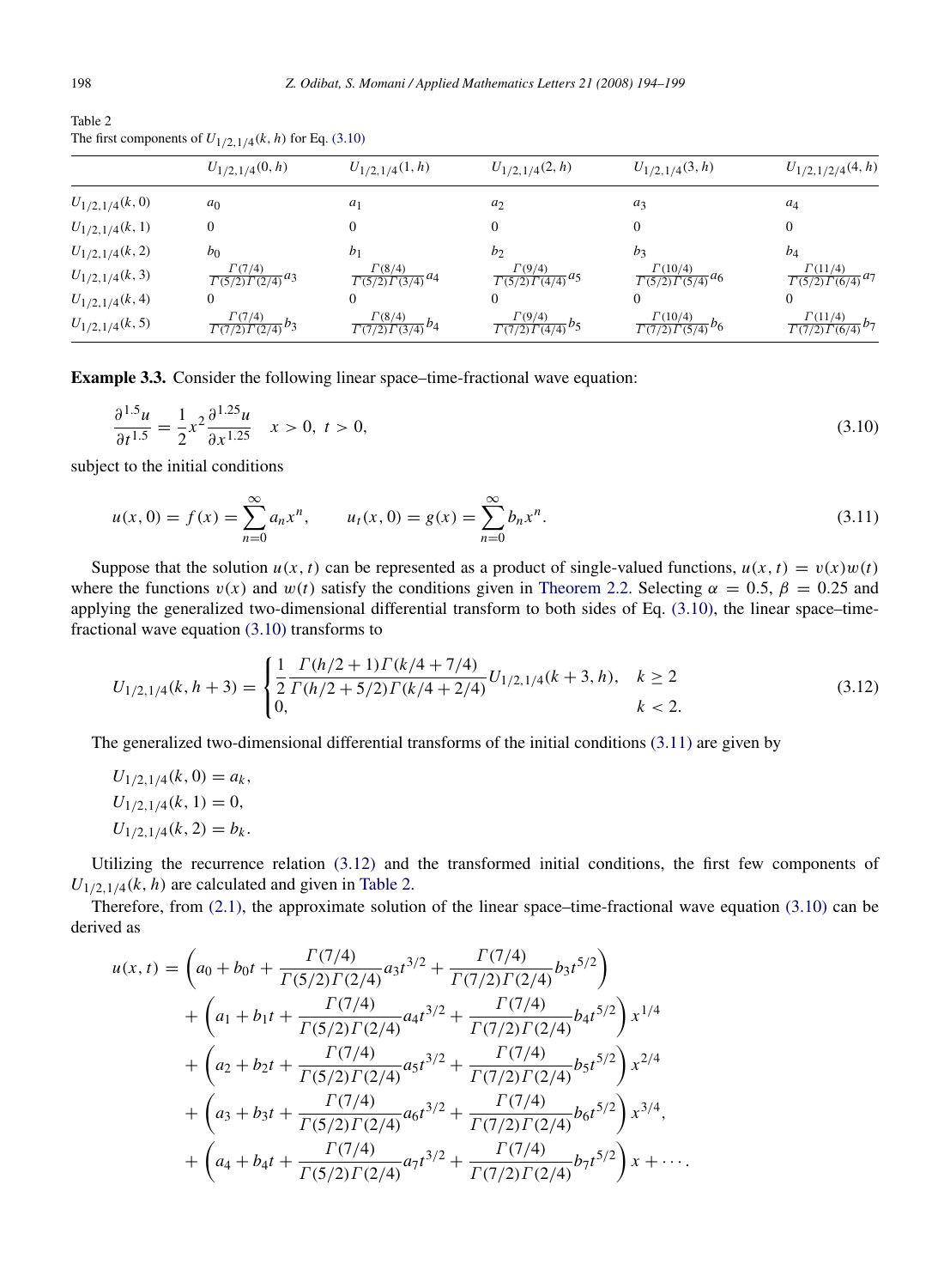Table 2
The first components of $U_{1/2,1/4}(k,h)$ for Eq. (3.10)

| | $U_{1/2,1/4}(0,h)$ | $U_{1/2,1/4}(1,h)$ | $U_{1/2,1/4}(2,h)$ | $U_{1/2,1/4}(3,h)$ | $U_{1/2,1/2/4}(4,h)$ |
|---|---|---|---|---|---|
| $U_{1/2,1/4}(k,0)$ | $a_0$ | $a_1$ | $a_2$ | $a_3$ | $a_4$ |
| $U_{1/2,1/4}(k,1)$ | 0 | 0 | 0 | 0 | 0 |
| $U_{1/2,1/4}(k,2)$ | $b_0$ | $b_1$ | $b_2$ | $b_3$ | $b_4$ |
| $U_{1/2,1/4}(k,3)$ | $\frac{\Gamma(7/4)}{\Gamma(5/2)\Gamma(2/4)}a_3$ | $\frac{\Gamma(8/4)}{\Gamma(5/2)\Gamma(3/4)}a_4$ | $\frac{\Gamma(9/4)}{\Gamma(5/2)\Gamma(4/4)}a_5$ | $\frac{\Gamma(10/4)}{\Gamma(5/2)\Gamma(5/4)}a_6$ | $\frac{\Gamma(11/4)}{\Gamma(5/2)\Gamma(6/4)}a_7$ |
| $U_{1/2,1/4}(k,4)$ | 0 | 0 | 0 | 0 | 0 |
| $U_{1/2,1/4}(k,5)$ | $\frac{\Gamma(7/4)}{\Gamma(7/2)\Gamma(2/4)}b_3$ | $\frac{\Gamma(8/4)}{\Gamma(7/2)\Gamma(3/4)}b_4$ | $\frac{\Gamma(9/4)}{\Gamma(7/2)\Gamma(4/4)}b_5$ | $\frac{\Gamma(10/4)}{\Gamma(7/2)\Gamma(5/4)}b_6$ | $\frac{\Gamma(11/4)}{\Gamma(7/2)\Gamma(6/4)}b_7$ |

**Example 3.3.** Consider the following linear space–time-fractional wave equation:

$$\frac{\partial^{1.5}u}{\partial t^{1.5}} = \frac{1}{2}x^2\frac{\partial^{1.25}u}{\partial x^{1.25}} \quad x > 0,\ t > 0, \tag{3.10}$$

subject to the initial conditions

$$u(x,0) = f(x) = \sum_{n=0}^{\infty} a_n x^n, \qquad u_t(x,0) = g(x) = \sum_{n=0}^{\infty} b_n x^n. \tag{3.11}$$

Suppose that the solution $u(x,t)$ can be represented as a product of single-valued functions, $u(x,t) = v(x)w(t)$ where the functions $v(x)$ and $w(t)$ satisfy the conditions given in Theorem 2.2. Selecting $\alpha = 0.5$, $\beta = 0.25$ and applying the generalized two-dimensional differential transform to both sides of Eq. (3.10), the linear space–time-fractional wave equation (3.10) transforms to

$$U_{1/2,1/4}(k,h+3) = \begin{cases} \dfrac{1}{2}\dfrac{\Gamma(h/2+1)\Gamma(k/4+7/4)}{\Gamma(h/2+5/2)\Gamma(k/4+2/4)}U_{1/2,1/4}(k+3,h), & k \geq 2 \\ 0, & k < 2. \end{cases} \tag{3.12}$$

The generalized two-dimensional differential transforms of the initial conditions (3.11) are given by

$$U_{1/2,1/4}(k,0) = a_k,$$
$$U_{1/2,1/4}(k,1) = 0,$$
$$U_{1/2,1/4}(k,2) = b_k.$$

Utilizing the recurrence relation (3.12) and the transformed initial conditions, the first few components of $U_{1/2,1/4}(k,h)$ are calculated and given in Table 2.

Therefore, from (2.1), the approximate solution of the linear space–time-fractional wave equation (3.10) can be derived as

$$\begin{aligned} u(x,t) = {} & \left(a_0 + b_0 t + \frac{\Gamma(7/4)}{\Gamma(5/2)\Gamma(2/4)}a_3 t^{3/2} + \frac{\Gamma(7/4)}{\Gamma(7/2)\Gamma(2/4)}b_3 t^{5/2}\right) \\ & + \left(a_1 + b_1 t + \frac{\Gamma(7/4)}{\Gamma(5/2)\Gamma(2/4)}a_4 t^{3/2} + \frac{\Gamma(7/4)}{\Gamma(7/2)\Gamma(2/4)}b_4 t^{5/2}\right)x^{1/4} \\ & + \left(a_2 + b_2 t + \frac{\Gamma(7/4)}{\Gamma(5/2)\Gamma(2/4)}a_5 t^{3/2} + \frac{\Gamma(7/4)}{\Gamma(7/2)\Gamma(2/4)}b_5 t^{5/2}\right)x^{2/4} \\ & + \left(a_3 + b_3 t + \frac{\Gamma(7/4)}{\Gamma(5/2)\Gamma(2/4)}a_6 t^{3/2} + \frac{\Gamma(7/4)}{\Gamma(7/2)\Gamma(2/4)}b_6 t^{5/2}\right)x^{3/4}, \\ & + \left(a_4 + b_4 t + \frac{\Gamma(7/4)}{\Gamma(5/2)\Gamma(2/4)}a_7 t^{3/2} + \frac{\Gamma(7/4)}{\Gamma(7/2)\Gamma(2/4)}b_7 t^{5/2}\right)x + \cdots. \end{aligned}$$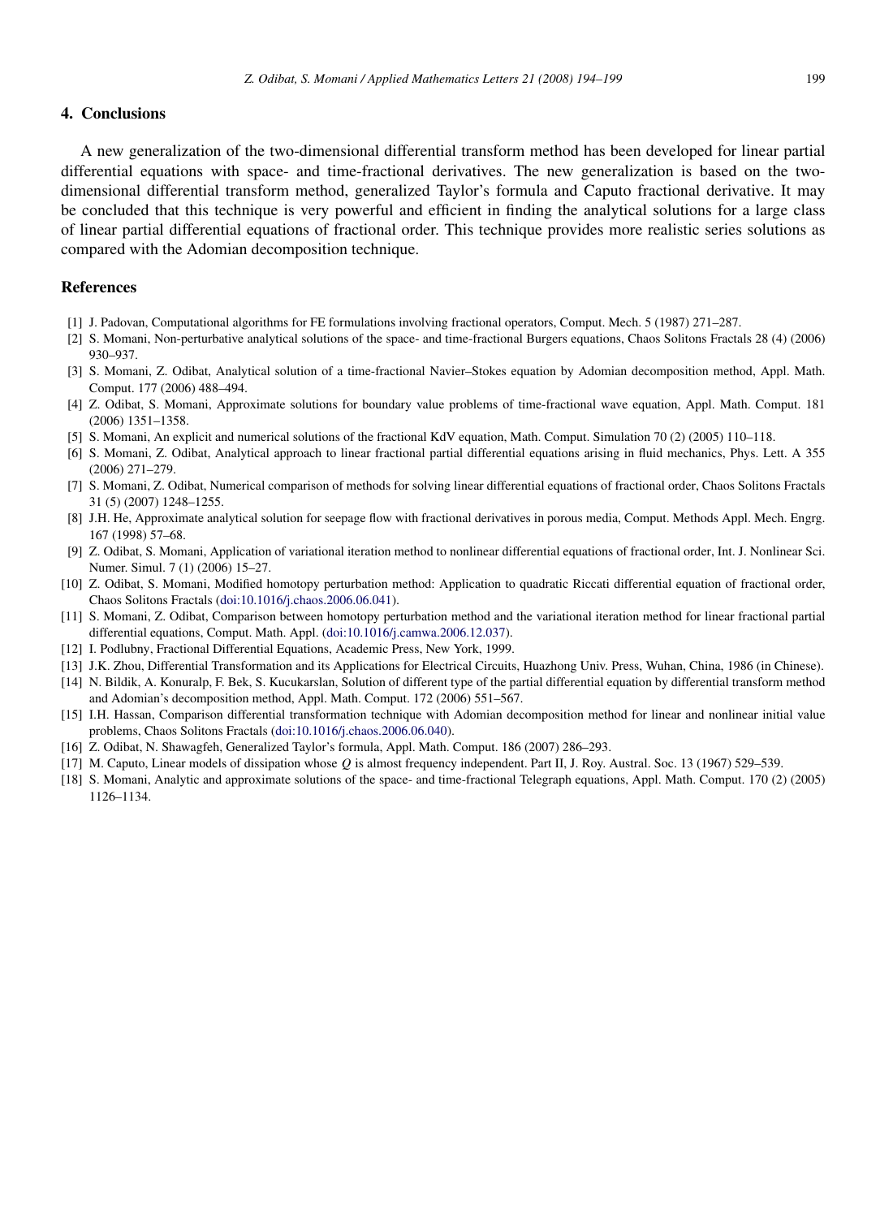## 4. Conclusions

A new generalization of the two-dimensional differential transform method has been developed for linear partial differential equations with space- and time-fractional derivatives. The new generalization is based on the two-dimensional differential transform method, generalized Taylor's formula and Caputo fractional derivative. It may be concluded that this technique is very powerful and efficient in finding the analytical solutions for a large class of linear partial differential equations of fractional order. This technique provides more realistic series solutions as compared with the Adomian decomposition technique.

## References

[1] J. Padovan, Computational algorithms for FE formulations involving fractional operators, Comput. Mech. 5 (1987) 271–287.

[2] S. Momani, Non-perturbative analytical solutions of the space- and time-fractional Burgers equations, Chaos Solitons Fractals 28 (4) (2006) 930–937.

[3] S. Momani, Z. Odibat, Analytical solution of a time-fractional Navier–Stokes equation by Adomian decomposition method, Appl. Math. Comput. 177 (2006) 488–494.

[4] Z. Odibat, S. Momani, Approximate solutions for boundary value problems of time-fractional wave equation, Appl. Math. Comput. 181 (2006) 1351–1358.

[5] S. Momani, An explicit and numerical solutions of the fractional KdV equation, Math. Comput. Simulation 70 (2) (2005) 110–118.

[6] S. Momani, Z. Odibat, Analytical approach to linear fractional partial differential equations arising in fluid mechanics, Phys. Lett. A 355 (2006) 271–279.

[7] S. Momani, Z. Odibat, Numerical comparison of methods for solving linear differential equations of fractional order, Chaos Solitons Fractals 31 (5) (2007) 1248–1255.

[8] J.H. He, Approximate analytical solution for seepage flow with fractional derivatives in porous media, Comput. Methods Appl. Mech. Engrg. 167 (1998) 57–68.

[9] Z. Odibat, S. Momani, Application of variational iteration method to nonlinear differential equations of fractional order, Int. J. Nonlinear Sci. Numer. Simul. 7 (1) (2006) 15–27.

[10] Z. Odibat, S. Momani, Modified homotopy perturbation method: Application to quadratic Riccati differential equation of fractional order, Chaos Solitons Fractals (doi:10.1016/j.chaos.2006.06.041).

[11] S. Momani, Z. Odibat, Comparison between homotopy perturbation method and the variational iteration method for linear fractional partial differential equations, Comput. Math. Appl. (doi:10.1016/j.camwa.2006.12.037).

[12] I. Podlubny, Fractional Differential Equations, Academic Press, New York, 1999.

[13] J.K. Zhou, Differential Transformation and its Applications for Electrical Circuits, Huazhong Univ. Press, Wuhan, China, 1986 (in Chinese).

[14] N. Bildik, A. Konuralp, F. Bek, S. Kucukarslan, Solution of different type of the partial differential equation by differential transform method and Adomian's decomposition method, Appl. Math. Comput. 172 (2006) 551–567.

[15] I.H. Hassan, Comparison differential transformation technique with Adomian decomposition method for linear and nonlinear initial value problems, Chaos Solitons Fractals (doi:10.1016/j.chaos.2006.06.040).

[16] Z. Odibat, N. Shawagfeh, Generalized Taylor's formula, Appl. Math. Comput. 186 (2007) 286–293.

[17] M. Caputo, Linear models of dissipation whose $Q$ is almost frequency independent. Part II, J. Roy. Austral. Soc. 13 (1967) 529–539.

[18] S. Momani, Analytic and approximate solutions of the space- and time-fractional Telegraph equations, Appl. Math. Comput. 170 (2) (2005) 1126–1134.